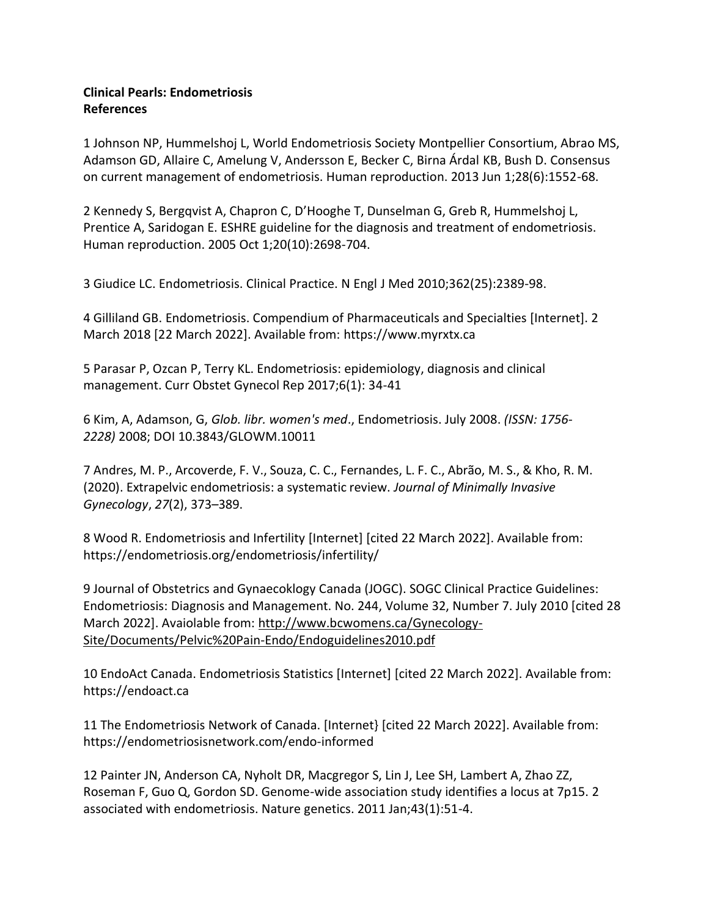**Clinical Pearls: Endometriosis**
**References**

1 Johnson NP, Hummelshoj L, World Endometriosis Society Montpellier Consortium, Abrao MS, Adamson GD, Allaire C, Amelung V, Andersson E, Becker C, Birna Árdal KB, Bush D. Consensus on current management of endometriosis. Human reproduction. 2013 Jun 1;28(6):1552-68.

2 Kennedy S, Bergqvist A, Chapron C, D'Hooghe T, Dunselman G, Greb R, Hummelshoj L, Prentice A, Saridogan E. ESHRE guideline for the diagnosis and treatment of endometriosis. Human reproduction. 2005 Oct 1;20(10):2698-704.

3 Giudice LC. Endometriosis. Clinical Practice. N Engl J Med 2010;362(25):2389-98.

4 Gilliland GB. Endometriosis. Compendium of Pharmaceuticals and Specialties [Internet]. 2 March 2018 [22 March 2022]. Available from: https://www.myrxtx.ca

5 Parasar P, Ozcan P, Terry KL. Endometriosis: epidemiology, diagnosis and clinical management. Curr Obstet Gynecol Rep 2017;6(1): 34-41

6 Kim, A, Adamson, G, *Glob. libr. women's med*., Endometriosis. July 2008. *(ISSN: 1756-2228)* 2008; DOI 10.3843/GLOWM.10011

7 Andres, M. P., Arcoverde, F. V., Souza, C. C., Fernandes, L. F. C., Abrão, M. S., & Kho, R. M. (2020). Extrapelvic endometriosis: a systematic review. *Journal of Minimally Invasive Gynecology*, *27*(2), 373–389.

8 Wood R. Endometriosis and Infertility [Internet] [cited 22 March 2022]. Available from: https://endometriosis.org/endometriosis/infertility/

9 Journal of Obstetrics and Gynaecoklogy Canada (JOGC). SOGC Clinical Practice Guidelines: Endometriosis: Diagnosis and Management. No. 244, Volume 32, Number 7. July 2010 [cited 28 March 2022]. Avaiolable from: http://www.bcwomens.ca/Gynecology-Site/Documents/Pelvic%20Pain-Endo/Endoguidelines2010.pdf

10 EndoAct Canada. Endometriosis Statistics [Internet] [cited 22 March 2022]. Available from: https://endoact.ca

11 The Endometriosis Network of Canada. [Internet} [cited 22 March 2022]. Available from: https://endometriosisnetwork.com/endo-informed

12 Painter JN, Anderson CA, Nyholt DR, Macgregor S, Lin J, Lee SH, Lambert A, Zhao ZZ, Roseman F, Guo Q, Gordon SD. Genome-wide association study identifies a locus at 7p15. 2 associated with endometriosis. Nature genetics. 2011 Jan;43(1):51-4.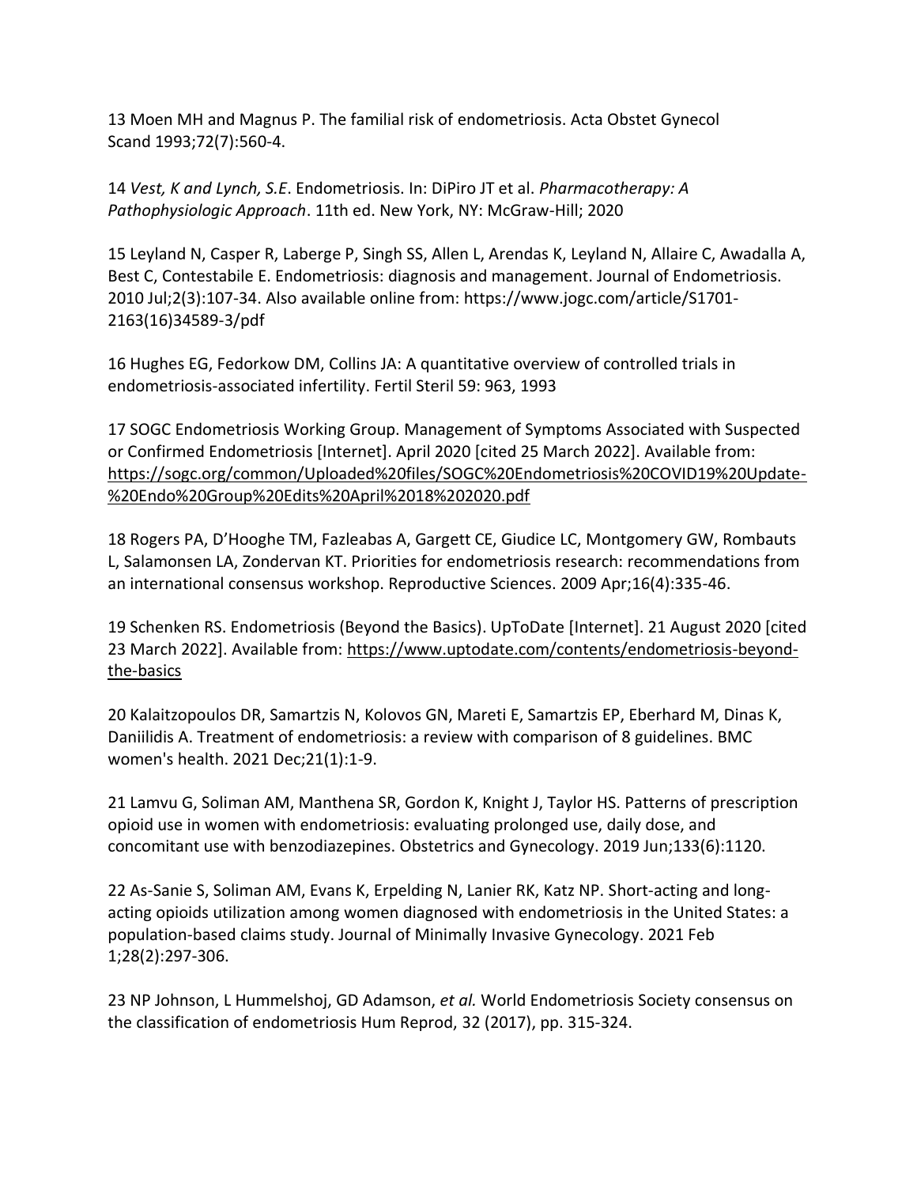13 Moen MH and Magnus P. The familial risk of endometriosis. Acta Obstet Gynecol Scand 1993;72(7):560-4.

14 *Vest, K and Lynch, S.E*. Endometriosis. In: DiPiro JT et al. *Pharmacotherapy: A Pathophysiologic Approach*. 11th ed. New York, NY: McGraw-Hill; 2020

15 Leyland N, Casper R, Laberge P, Singh SS, Allen L, Arendas K, Leyland N, Allaire C, Awadalla A, Best C, Contestabile E. Endometriosis: diagnosis and management. Journal of Endometriosis. 2010 Jul;2(3):107-34. Also available online from: https://www.jogc.com/article/S1701-2163(16)34589-3/pdf

16 Hughes EG, Fedorkow DM, Collins JA: A quantitative overview of controlled trials in endometriosis-associated infertility. Fertil Steril 59: 963, 1993

17 SOGC Endometriosis Working Group. Management of Symptoms Associated with Suspected or Confirmed Endometriosis [Internet]. April 2020 [cited 25 March 2022]. Available from: https://sogc.org/common/Uploaded%20files/SOGC%20Endometriosis%20COVID19%20Update-%20Endo%20Group%20Edits%20April%2018%202020.pdf

18 Rogers PA, D'Hooghe TM, Fazleabas A, Gargett CE, Giudice LC, Montgomery GW, Rombauts L, Salamonsen LA, Zondervan KT. Priorities for endometriosis research: recommendations from an international consensus workshop. Reproductive Sciences. 2009 Apr;16(4):335-46.

19 Schenken RS. Endometriosis (Beyond the Basics). UpToDate [Internet]. 21 August 2020 [cited 23 March 2022]. Available from: https://www.uptodate.com/contents/endometriosis-beyond-the-basics

20 Kalaitzopoulos DR, Samartzis N, Kolovos GN, Mareti E, Samartzis EP, Eberhard M, Dinas K, Daniilidis A. Treatment of endometriosis: a review with comparison of 8 guidelines. BMC women's health. 2021 Dec;21(1):1-9.

21 Lamvu G, Soliman AM, Manthena SR, Gordon K, Knight J, Taylor HS. Patterns of prescription opioid use in women with endometriosis: evaluating prolonged use, daily dose, and concomitant use with benzodiazepines. Obstetrics and Gynecology. 2019 Jun;133(6):1120.

22 As-Sanie S, Soliman AM, Evans K, Erpelding N, Lanier RK, Katz NP. Short-acting and long-acting opioids utilization among women diagnosed with endometriosis in the United States: a population-based claims study. Journal of Minimally Invasive Gynecology. 2021 Feb 1;28(2):297-306.

23 NP Johnson, L Hummelshoj, GD Adamson, *et al.* World Endometriosis Society consensus on the classification of endometriosis Hum Reprod, 32 (2017), pp. 315-324.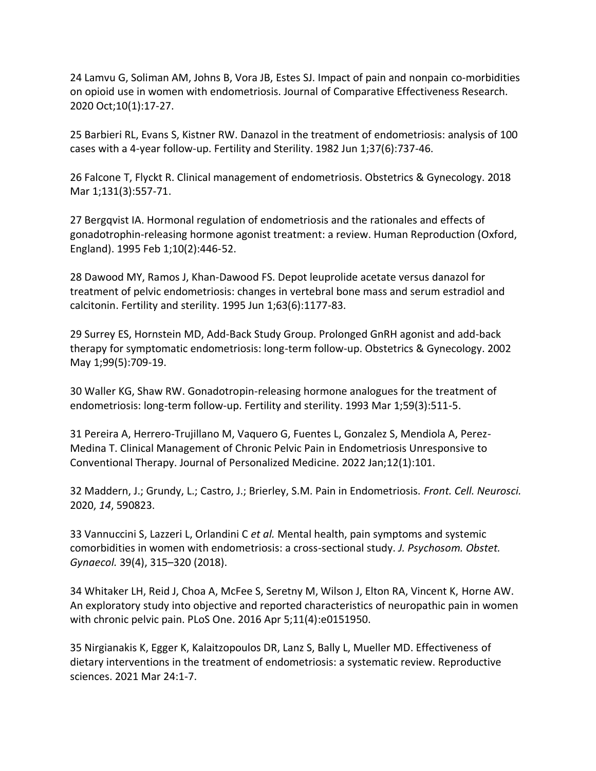24 Lamvu G, Soliman AM, Johns B, Vora JB, Estes SJ. Impact of pain and nonpain co-morbidities on opioid use in women with endometriosis. Journal of Comparative Effectiveness Research. 2020 Oct;10(1):17-27.

25 Barbieri RL, Evans S, Kistner RW. Danazol in the treatment of endometriosis: analysis of 100 cases with a 4-year follow-up. Fertility and Sterility. 1982 Jun 1;37(6):737-46.

26 Falcone T, Flyckt R. Clinical management of endometriosis. Obstetrics & Gynecology. 2018 Mar 1;131(3):557-71.

27 Bergqvist IA. Hormonal regulation of endometriosis and the rationales and effects of gonadotrophin-releasing hormone agonist treatment: a review. Human Reproduction (Oxford, England). 1995 Feb 1;10(2):446-52.

28 Dawood MY, Ramos J, Khan-Dawood FS. Depot leuprolide acetate versus danazol for treatment of pelvic endometriosis: changes in vertebral bone mass and serum estradiol and calcitonin. Fertility and sterility. 1995 Jun 1;63(6):1177-83.

29 Surrey ES, Hornstein MD, Add-Back Study Group. Prolonged GnRH agonist and add-back therapy for symptomatic endometriosis: long-term follow-up. Obstetrics & Gynecology. 2002 May 1;99(5):709-19.

30 Waller KG, Shaw RW. Gonadotropin-releasing hormone analogues for the treatment of endometriosis: long-term follow-up. Fertility and sterility. 1993 Mar 1;59(3):511-5.

31 Pereira A, Herrero-Trujillano M, Vaquero G, Fuentes L, Gonzalez S, Mendiola A, Perez-Medina T. Clinical Management of Chronic Pelvic Pain in Endometriosis Unresponsive to Conventional Therapy. Journal of Personalized Medicine. 2022 Jan;12(1):101.

32 Maddern, J.; Grundy, L.; Castro, J.; Brierley, S.M. Pain in Endometriosis. *Front. Cell. Neurosci.* 2020, *14*, 590823.

33 Vannuccini S, Lazzeri L, Orlandini C *et al.* Mental health, pain symptoms and systemic comorbidities in women with endometriosis: a cross-sectional study. *J. Psychosom. Obstet. Gynaecol.* 39(4), 315–320 (2018).

34 Whitaker LH, Reid J, Choa A, McFee S, Seretny M, Wilson J, Elton RA, Vincent K, Horne AW. An exploratory study into objective and reported characteristics of neuropathic pain in women with chronic pelvic pain. PLoS One. 2016 Apr 5;11(4):e0151950.

35 Nirgianakis K, Egger K, Kalaitzopoulos DR, Lanz S, Bally L, Mueller MD. Effectiveness of dietary interventions in the treatment of endometriosis: a systematic review. Reproductive sciences. 2021 Mar 24:1-7.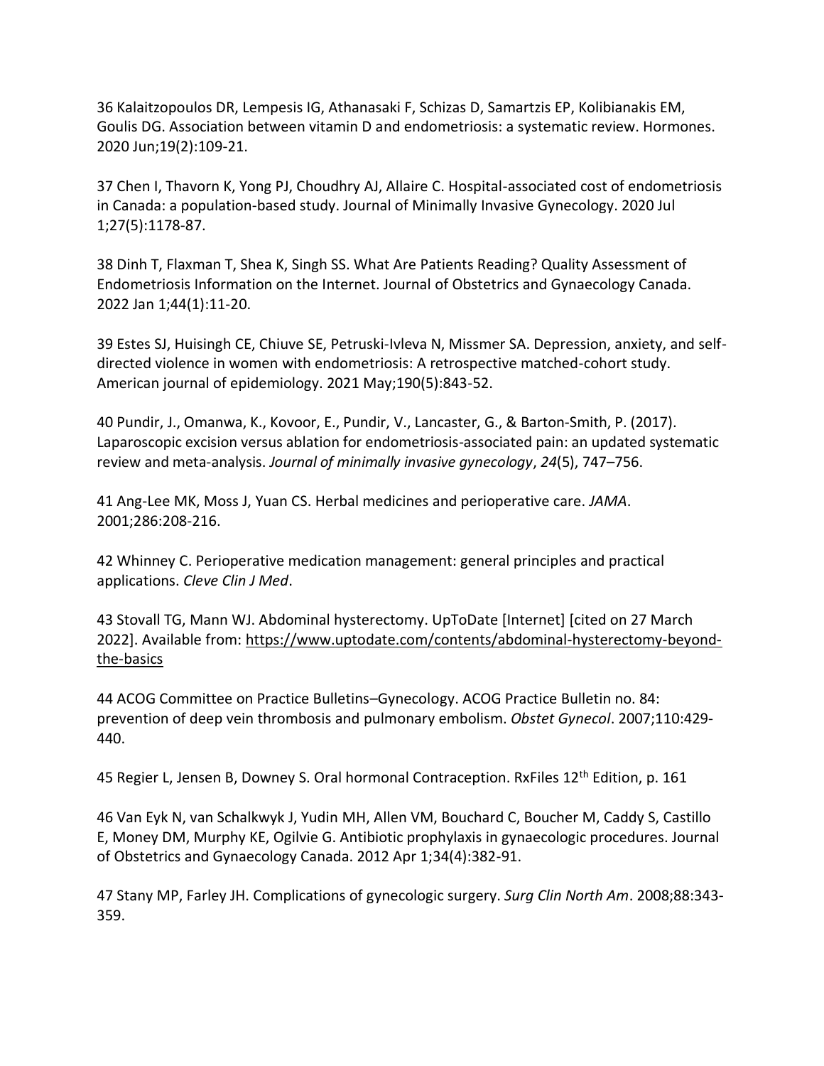36 Kalaitzopoulos DR, Lempesis IG, Athanasaki F, Schizas D, Samartzis EP, Kolibianakis EM, Goulis DG. Association between vitamin D and endometriosis: a systematic review. Hormones. 2020 Jun;19(2):109-21.

37 Chen I, Thavorn K, Yong PJ, Choudhry AJ, Allaire C. Hospital-associated cost of endometriosis in Canada: a population-based study. Journal of Minimally Invasive Gynecology. 2020 Jul 1;27(5):1178-87.

38 Dinh T, Flaxman T, Shea K, Singh SS. What Are Patients Reading? Quality Assessment of Endometriosis Information on the Internet. Journal of Obstetrics and Gynaecology Canada. 2022 Jan 1;44(1):11-20.

39 Estes SJ, Huisingh CE, Chiuve SE, Petruski-Ivleva N, Missmer SA. Depression, anxiety, and self-directed violence in women with endometriosis: A retrospective matched-cohort study. American journal of epidemiology. 2021 May;190(5):843-52.

40 Pundir, J., Omanwa, K., Kovoor, E., Pundir, V., Lancaster, G., & Barton-Smith, P. (2017). Laparoscopic excision versus ablation for endometriosis-associated pain: an updated systematic review and meta-analysis. *Journal of minimally invasive gynecology*, *24*(5), 747–756.

41 Ang-Lee MK, Moss J, Yuan CS. Herbal medicines and perioperative care. *JAMA*. 2001;286:208-216.

42 Whinney C. Perioperative medication management: general principles and practical applications. *Cleve Clin J Med*.

43 Stovall TG, Mann WJ. Abdominal hysterectomy. UpToDate [Internet] [cited on 27 March 2022]. Available from: https://www.uptodate.com/contents/abdominal-hysterectomy-beyond-the-basics

44 ACOG Committee on Practice Bulletins–Gynecology. ACOG Practice Bulletin no. 84: prevention of deep vein thrombosis and pulmonary embolism. *Obstet Gynecol*. 2007;110:429-440.

45 Regier L, Jensen B, Downey S. Oral hormonal Contraception. RxFiles 12th Edition, p. 161

46 Van Eyk N, van Schalkwyk J, Yudin MH, Allen VM, Bouchard C, Boucher M, Caddy S, Castillo E, Money DM, Murphy KE, Ogilvie G. Antibiotic prophylaxis in gynaecologic procedures. Journal of Obstetrics and Gynaecology Canada. 2012 Apr 1;34(4):382-91.

47 Stany MP, Farley JH. Complications of gynecologic surgery. *Surg Clin North Am*. 2008;88:343-359.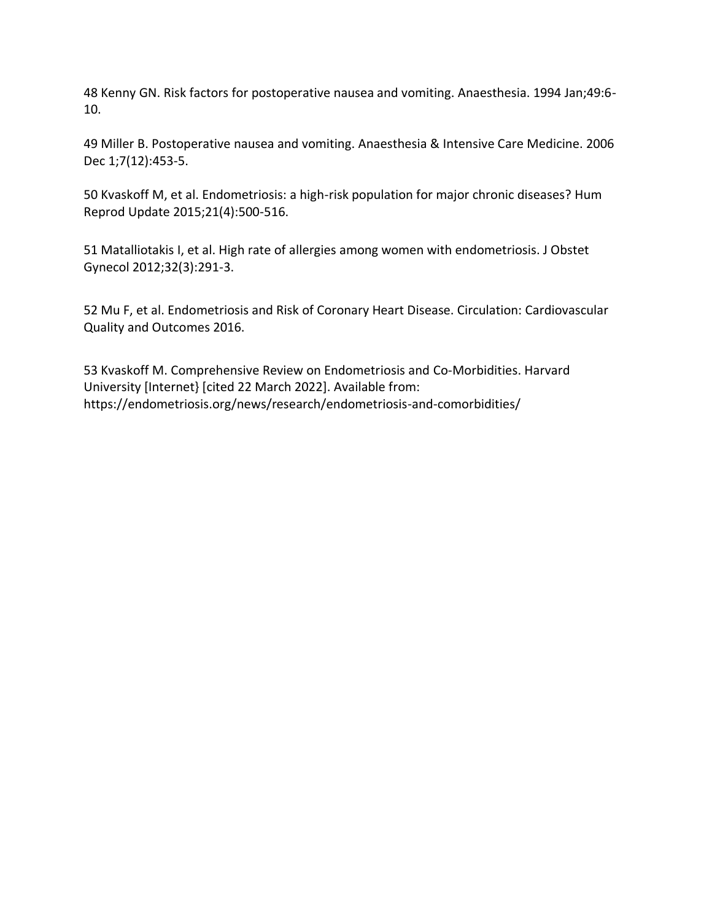48 Kenny GN. Risk factors for postoperative nausea and vomiting. Anaesthesia. 1994 Jan;49:6-10.

49 Miller B. Postoperative nausea and vomiting. Anaesthesia & Intensive Care Medicine. 2006 Dec 1;7(12):453-5.

50 Kvaskoff M, et al. Endometriosis: a high-risk population for major chronic diseases? Hum Reprod Update 2015;21(4):500-516.

51 Matalliotakis I, et al. High rate of allergies among women with endometriosis. J Obstet Gynecol 2012;32(3):291-3.

52 Mu F, et al. Endometriosis and Risk of Coronary Heart Disease. Circulation: Cardiovascular Quality and Outcomes 2016.

53 Kvaskoff M. Comprehensive Review on Endometriosis and Co-Morbidities. Harvard University [Internet} [cited 22 March 2022]. Available from: https://endometriosis.org/news/research/endometriosis-and-comorbidities/